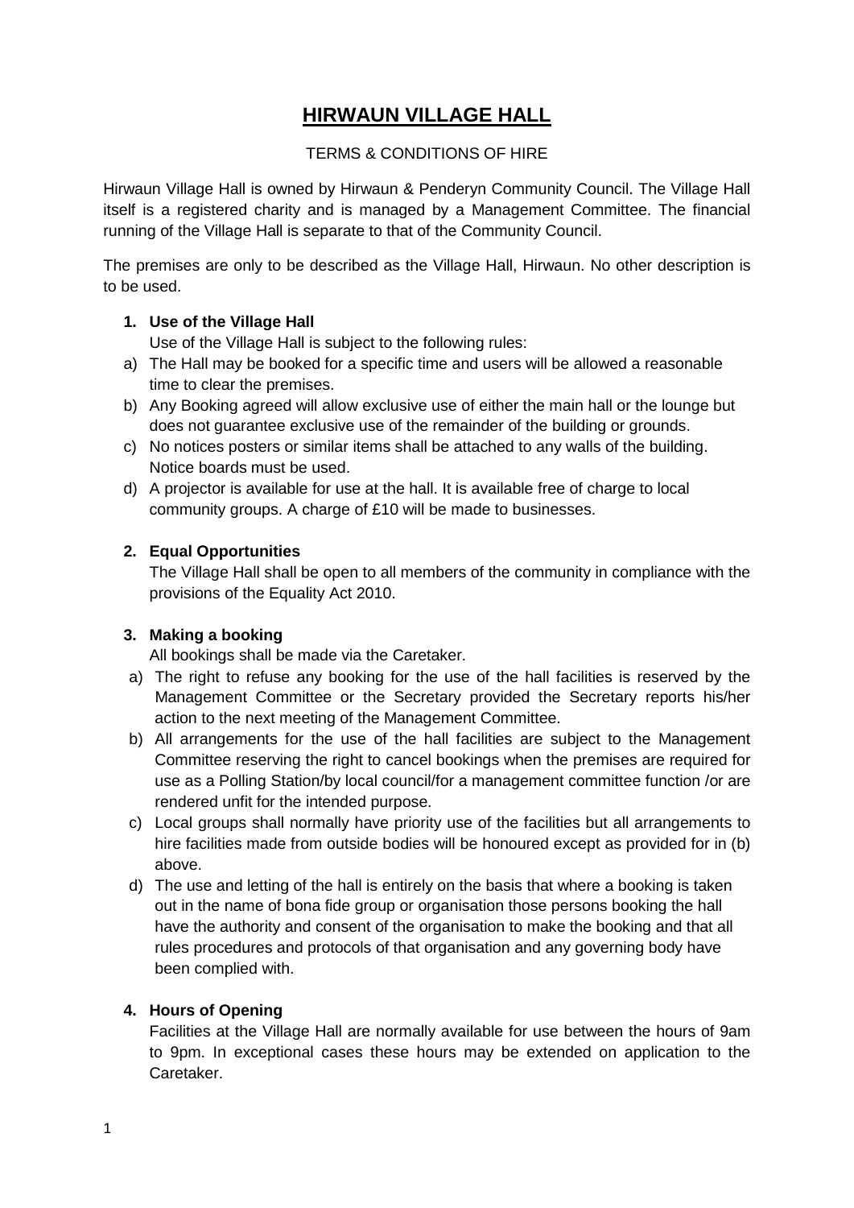# HIRWAUN VILLAGE HALL

TERMS & CONDITIONS OF HIRE

Hirwaun Village Hall is owned by Hirwaun & Penderyn Community Council. The Village Hall itself is a registered charity and is managed by a Management Committee. The financial running of the Village Hall is separate to that of the Community Council.

The premises are only to be described as the Village Hall, Hirwaun. No other description is to be used.

**1. Use of the Village Hall**

Use of the Village Hall is subject to the following rules:

a) The Hall may be booked for a specific time and users will be allowed a reasonable time to clear the premises.
b) Any Booking agreed will allow exclusive use of either the main hall or the lounge but does not guarantee exclusive use of the remainder of the building or grounds.
c) No notices posters or similar items shall be attached to any walls of the building. Notice boards must be used.
d) A projector is available for use at the hall. It is available free of charge to local community groups. A charge of £10 will be made to businesses.

**2. Equal Opportunities**

The Village Hall shall be open to all members of the community in compliance with the provisions of the Equality Act 2010.

**3. Making a booking**

All bookings shall be made via the Caretaker.

a) The right to refuse any booking for the use of the hall facilities is reserved by the Management Committee or the Secretary provided the Secretary reports his/her action to the next meeting of the Management Committee.
b) All arrangements for the use of the hall facilities are subject to the Management Committee reserving the right to cancel bookings when the premises are required for use as a Polling Station/by local council/for a management committee function /or are rendered unfit for the intended purpose.
c) Local groups shall normally have priority use of the facilities but all arrangements to hire facilities made from outside bodies will be honoured except as provided for in (b) above.
d) The use and letting of the hall is entirely on the basis that where a booking is taken out in the name of bona fide group or organisation those persons booking the hall have the authority and consent of the organisation to make the booking and that all rules procedures and protocols of that organisation and any governing body have been complied with.

**4. Hours of Opening**

Facilities at the Village Hall are normally available for use between the hours of 9am to 9pm. In exceptional cases these hours may be extended on application to the Caretaker.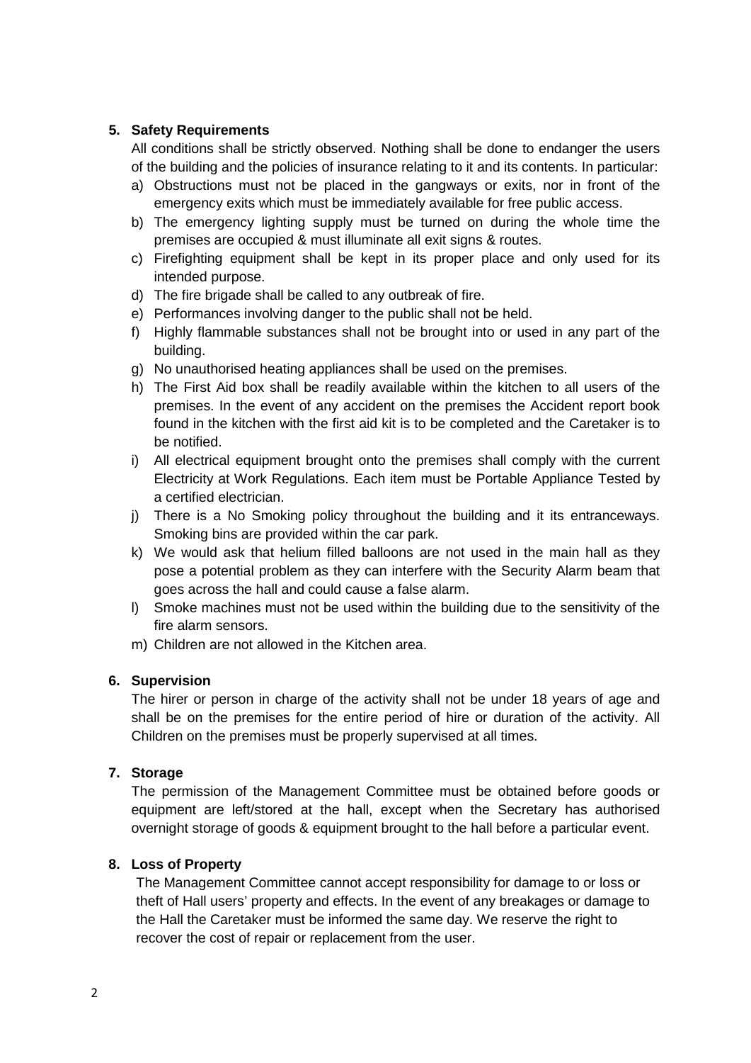## 5. Safety Requirements

All conditions shall be strictly observed. Nothing shall be done to endanger the users of the building and the policies of insurance relating to it and its contents. In particular:

a) Obstructions must not be placed in the gangways or exits, nor in front of the emergency exits which must be immediately available for free public access.
b) The emergency lighting supply must be turned on during the whole time the premises are occupied & must illuminate all exit signs & routes.
c) Firefighting equipment shall be kept in its proper place and only used for its intended purpose.
d) The fire brigade shall be called to any outbreak of fire.
e) Performances involving danger to the public shall not be held.
f) Highly flammable substances shall not be brought into or used in any part of the building.
g) No unauthorised heating appliances shall be used on the premises.
h) The First Aid box shall be readily available within the kitchen to all users of the premises. In the event of any accident on the premises the Accident report book found in the kitchen with the first aid kit is to be completed and the Caretaker is to be notified.
i) All electrical equipment brought onto the premises shall comply with the current Electricity at Work Regulations. Each item must be Portable Appliance Tested by a certified electrician.
j) There is a No Smoking policy throughout the building and it its entranceways. Smoking bins are provided within the car park.
k) We would ask that helium filled balloons are not used in the main hall as they pose a potential problem as they can interfere with the Security Alarm beam that goes across the hall and could cause a false alarm.
l) Smoke machines must not be used within the building due to the sensitivity of the fire alarm sensors.
m) Children are not allowed in the Kitchen area.

## 6. Supervision

The hirer or person in charge of the activity shall not be under 18 years of age and shall be on the premises for the entire period of hire or duration of the activity. All Children on the premises must be properly supervised at all times.

## 7. Storage

The permission of the Management Committee must be obtained before goods or equipment are left/stored at the hall, except when the Secretary has authorised overnight storage of goods & equipment brought to the hall before a particular event.

## 8. Loss of Property

The Management Committee cannot accept responsibility for damage to or loss or theft of Hall users' property and effects. In the event of any breakages or damage to the Hall the Caretaker must be informed the same day. We reserve the right to recover the cost of repair or replacement from the user.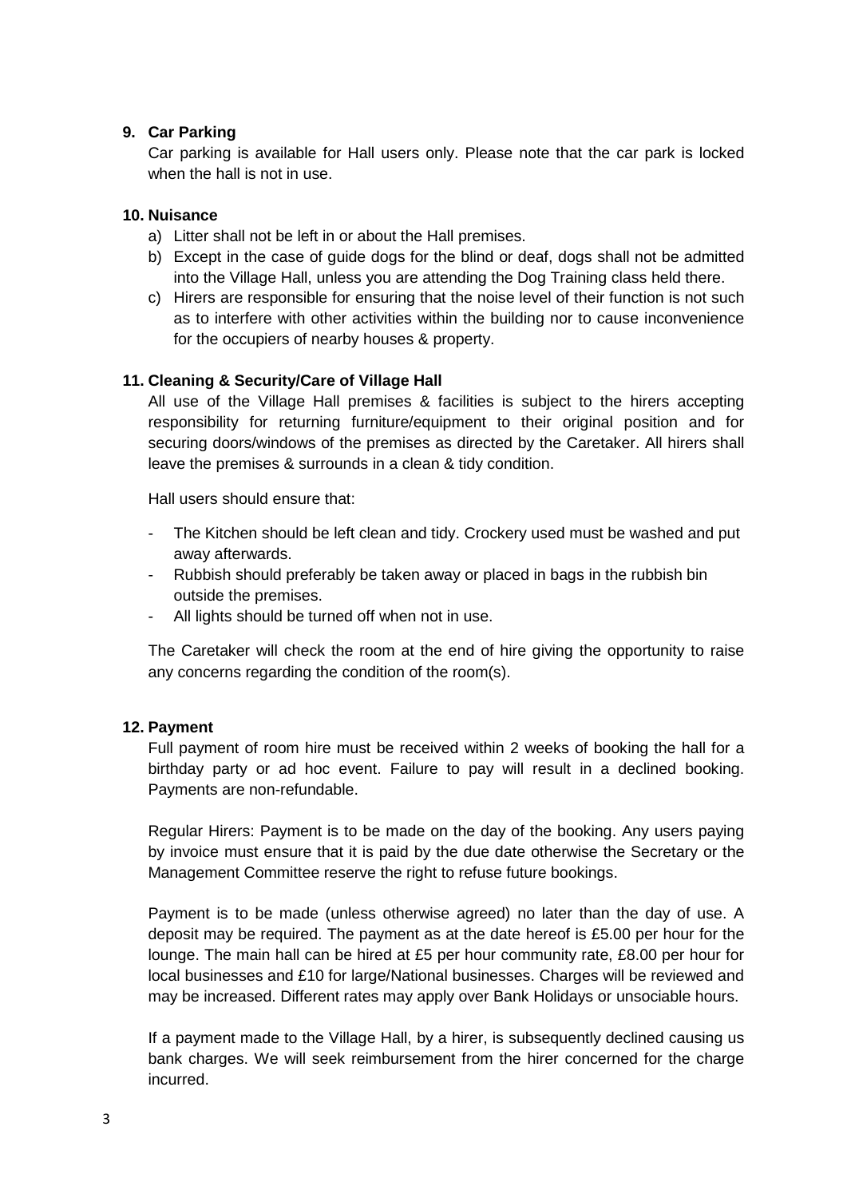### 9. Car Parking

Car parking is available for Hall users only. Please note that the car park is locked when the hall is not in use.

### 10. Nuisance

a) Litter shall not be left in or about the Hall premises.
b) Except in the case of guide dogs for the blind or deaf, dogs shall not be admitted into the Village Hall, unless you are attending the Dog Training class held there.
c) Hirers are responsible for ensuring that the noise level of their function is not such as to interfere with other activities within the building nor to cause inconvenience for the occupiers of nearby houses & property.

### 11. Cleaning & Security/Care of Village Hall

All use of the Village Hall premises & facilities is subject to the hirers accepting responsibility for returning furniture/equipment to their original position and for securing doors/windows of the premises as directed by the Caretaker. All hirers shall leave the premises & surrounds in a clean & tidy condition.

Hall users should ensure that:

- The Kitchen should be left clean and tidy. Crockery used must be washed and put away afterwards.
- Rubbish should preferably be taken away or placed in bags in the rubbish bin outside the premises.
- All lights should be turned off when not in use.

The Caretaker will check the room at the end of hire giving the opportunity to raise any concerns regarding the condition of the room(s).

### 12. Payment

Full payment of room hire must be received within 2 weeks of booking the hall for a birthday party or ad hoc event. Failure to pay will result in a declined booking. Payments are non-refundable.

Regular Hirers: Payment is to be made on the day of the booking. Any users paying by invoice must ensure that it is paid by the due date otherwise the Secretary or the Management Committee reserve the right to refuse future bookings.

Payment is to be made (unless otherwise agreed) no later than the day of use. A deposit may be required. The payment as at the date hereof is £5.00 per hour for the lounge. The main hall can be hired at £5 per hour community rate, £8.00 per hour for local businesses and £10 for large/National businesses. Charges will be reviewed and may be increased. Different rates may apply over Bank Holidays or unsociable hours.

If a payment made to the Village Hall, by a hirer, is subsequently declined causing us bank charges. We will seek reimbursement from the hirer concerned for the charge incurred.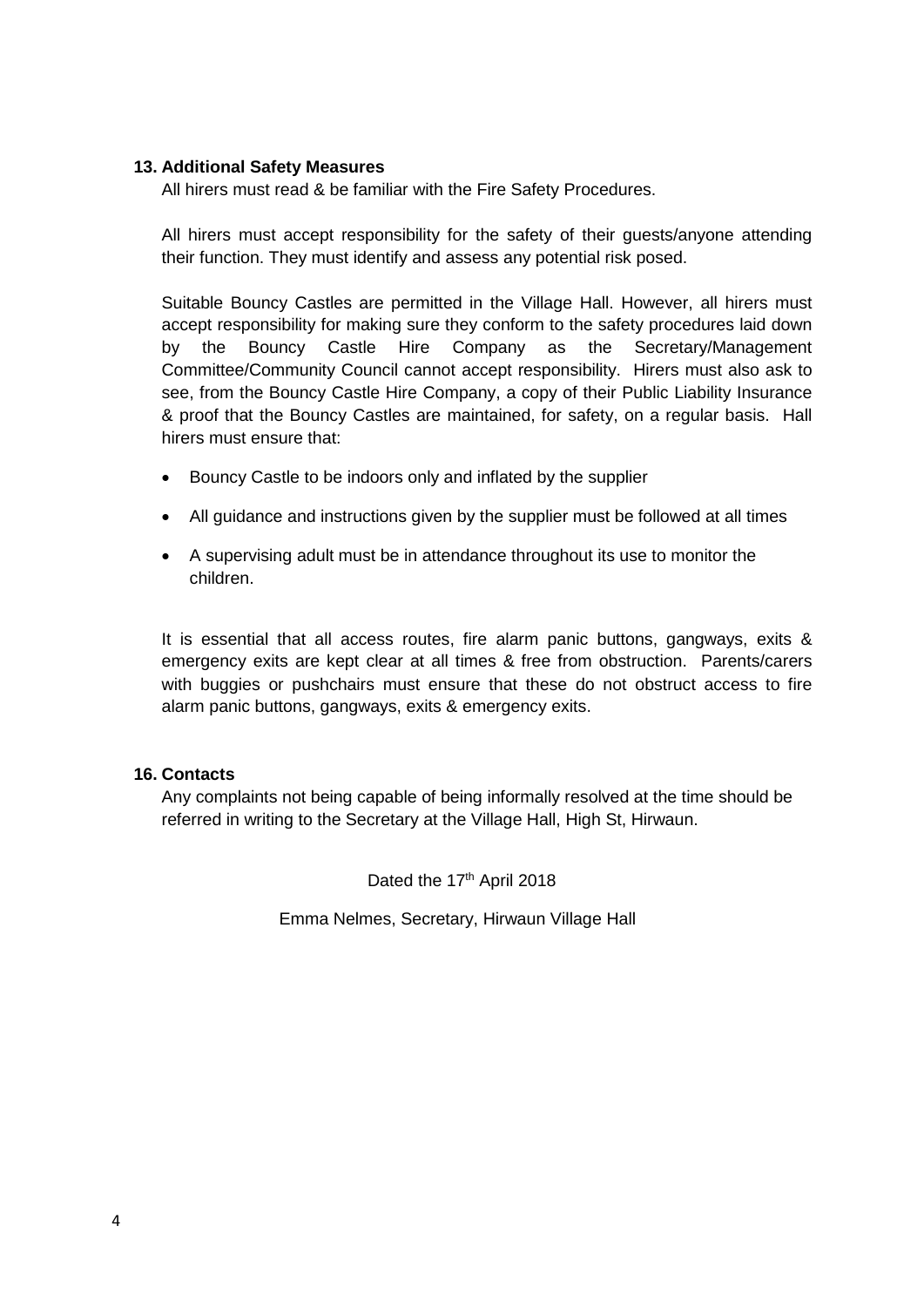**13. Additional Safety Measures**

All hirers must read & be familiar with the Fire Safety Procedures.

All hirers must accept responsibility for the safety of their guests/anyone attending their function. They must identify and assess any potential risk posed.

Suitable Bouncy Castles are permitted in the Village Hall. However, all hirers must accept responsibility for making sure they conform to the safety procedures laid down by the Bouncy Castle Hire Company as the Secretary/Management Committee/Community Council cannot accept responsibility. Hirers must also ask to see, from the Bouncy Castle Hire Company, a copy of their Public Liability Insurance & proof that the Bouncy Castles are maintained, for safety, on a regular basis. Hall hirers must ensure that:

- Bouncy Castle to be indoors only and inflated by the supplier
- All guidance and instructions given by the supplier must be followed at all times
- A supervising adult must be in attendance throughout its use to monitor the children.

It is essential that all access routes, fire alarm panic buttons, gangways, exits & emergency exits are kept clear at all times & free from obstruction. Parents/carers with buggies or pushchairs must ensure that these do not obstruct access to fire alarm panic buttons, gangways, exits & emergency exits.

**16. Contacts**

Any complaints not being capable of being informally resolved at the time should be referred in writing to the Secretary at the Village Hall, High St, Hirwaun.

Dated the 17th April 2018

Emma Nelmes, Secretary, Hirwaun Village Hall